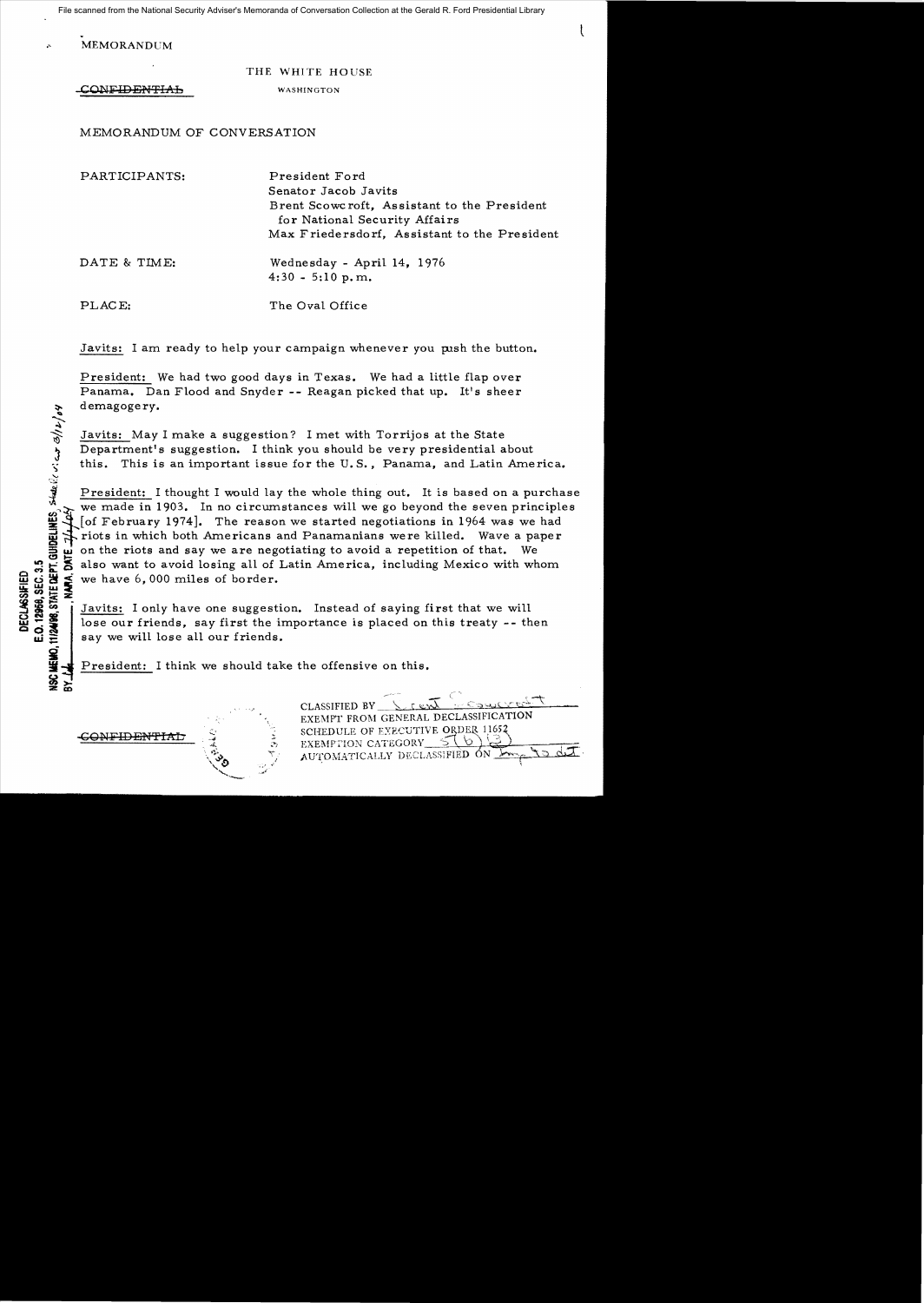MEMORANDUM

THE WHITE HOUSE

~~CONFIDENTIAL~~ WASHINGTON

MEMORANDUM OF CONVERSATION

PARTICIPANTS: President Ford
Senator Jacob Javits
Brent Scowcroft, Assistant to the President for National Security Affairs
Max Friedersdorf, Assistant to the President

DATE & TIME: Wednesday - April 14, 1976
4:30 - 5:10 p.m.

PLACE: The Oval Office

DECLASSIFIED
E.O. 12958, SEC. 3.5
NSC MEMO, 11/24/98, STATE DEPT. GUIDELINES, State review 3/12/04
BY ___, NARA, DATE 7/1/04

Javits: I am ready to help your campaign whenever you push the button.

President: We had two good days in Texas. We had a little flap over Panama. Dan Flood and Snyder -- Reagan picked that up. It's sheer demagogery.

Javits: May I make a suggestion? I met with Torrijos at the State Department's suggestion. I think you should be very presidential about this. This is an important issue for the U.S., Panama, and Latin America.

President: I thought I would lay the whole thing out. It is based on a purchase we made in 1903. In no circumstances will we go beyond the seven principles [of February 1974]. The reason we started negotiations in 1964 was we had riots in which both Americans and Panamanians were killed. Wave a paper on the riots and say we are negotiating to avoid a repetition of that. We also want to avoid losing all of Latin America, including Mexico with whom we have 6,000 miles of border.

Javits: I only have one suggestion. Instead of saying first that we will lose our friends, say first the importance is placed on this treaty -- then say we will lose all our friends.

President: I think we should take the offensive on this.

~~CONFIDENTIAL~~

CLASSIFIED BY Brent Scowcroft
EXEMPT FROM GENERAL DECLASSIFICATION
SCHEDULE OF EXECUTIVE ORDER 11652
EXEMPTION CATEGORY 5(b)(3)
AUTOMATICALLY DECLASSIFIED ON Imp. to det.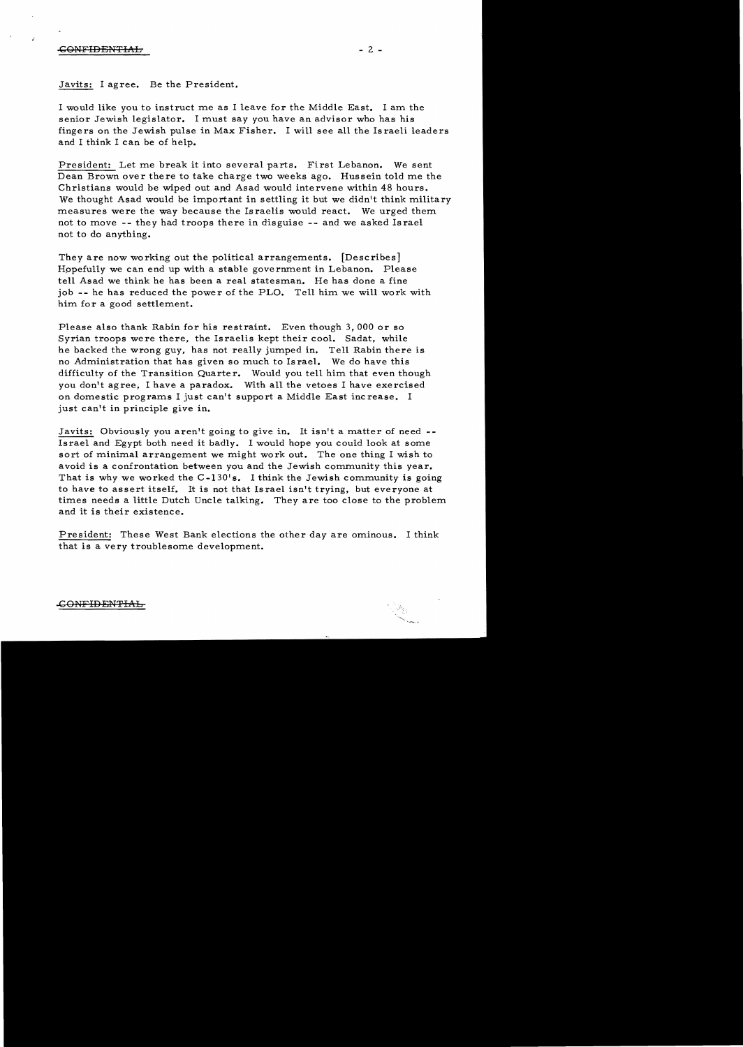Javits: I agree. Be the President.

I would like you to instruct me as I leave for the Middle East. I am the senior Jewish legislator. I must say you have an advisor who has his fingers on the Jewish pulse in Max Fisher. I will see all the Israeli leaders and I think I can be of help.

President: Let me break it into several parts. First Lebanon. We sent Dean Brown over there to take charge two weeks ago. Hussein told me the Christians would be wiped out and Asad would intervene within 48 hours. We thought Asad would be important in settling it but we didn't think military measures were the way because the Israelis would react. We urged them not to move -- they had troops there in disguise -- and we asked Israel not to do anything.

They are now working out the political arrangements. [Describes] Hopefully we can end up with a stable government in Lebanon. Please tell Asad we think he has been a real statesman. He has done a fine job -- he has reduced the power of the PLO. Tell him we will work with him for a good settlement.

Please also thank Rabin for his restraint. Even though 3,000 or so Syrian troops were there, the Israelis kept their cool. Sadat, while he backed the wrong guy, has not really jumped in. Tell Rabin there is no Administration that has given so much to Israel. We do have this difficulty of the Transition Quarter. Would you tell him that even though you don't agree, I have a paradox. With all the vetoes I have exercised on domestic programs I just can't support a Middle East increase. I just can't in principle give in.

Javits: Obviously you aren't going to give in. It isn't a matter of need -- Israel and Egypt both need it badly. I would hope you could look at some sort of minimal arrangement we might work out. The one thing I wish to avoid is a confrontation between you and the Jewish community this year. That is why we worked the C-130's. I think the Jewish community is going to have to assert itself. It is not that Israel isn't trying, but everyone at times needs a little Dutch Uncle talking. They are too close to the problem and it is their existence.

President: These West Bank elections the other day are ominous. I think that is a very troublesome development.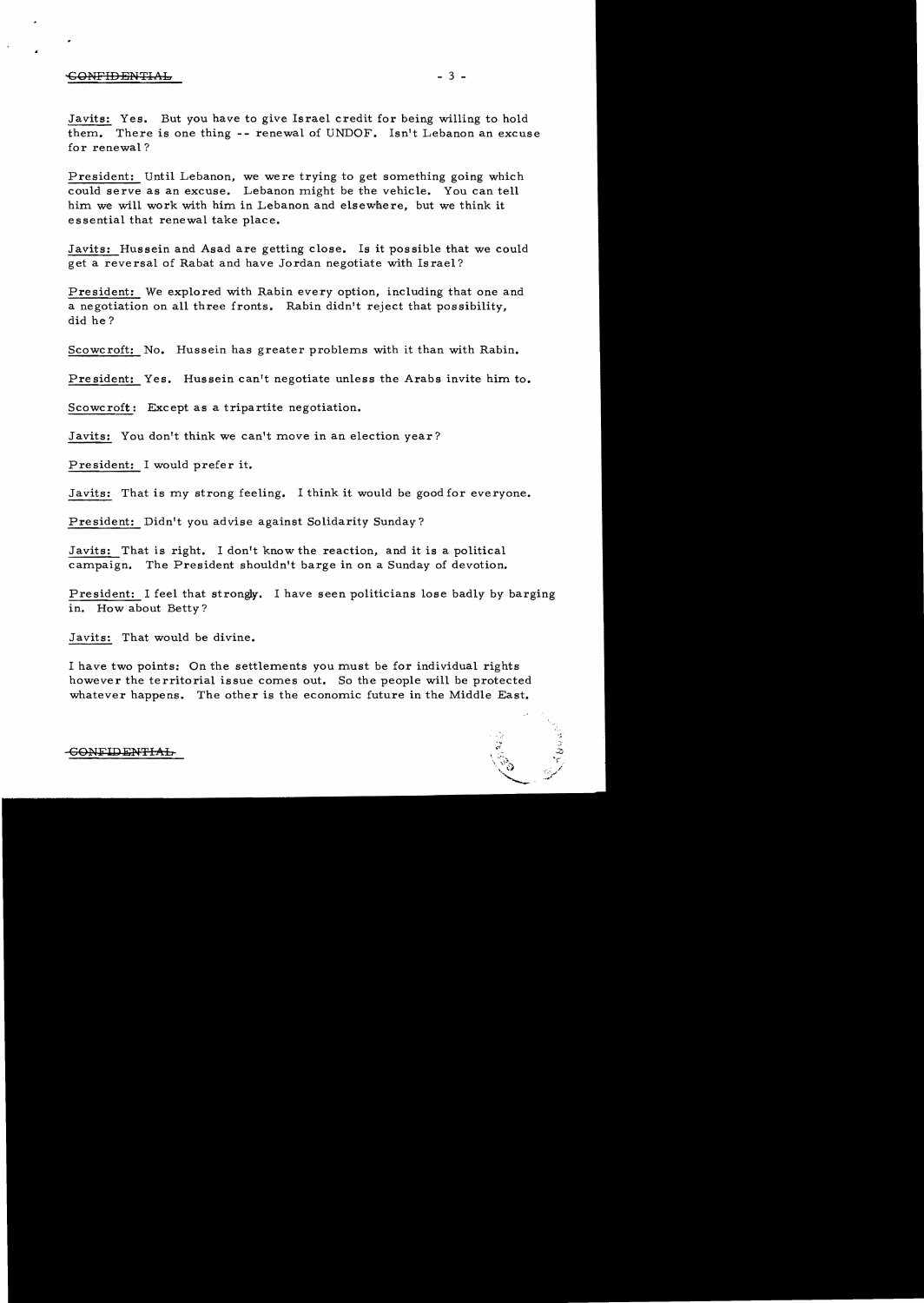Javits: Yes. But you have to give Israel credit for being willing to hold them. There is one thing -- renewal of UNDOF. Isn't Lebanon an excuse for renewal?

President: Until Lebanon, we were trying to get something going which could serve as an excuse. Lebanon might be the vehicle. You can tell him we will work with him in Lebanon and elsewhere, but we think it essential that renewal take place.

Javits: Hussein and Asad are getting close. Is it possible that we could get a reversal of Rabat and have Jordan negotiate with Israel?

President: We explored with Rabin every option, including that one and a negotiation on all three fronts. Rabin didn't reject that possibility, did he?

Scowcroft: No. Hussein has greater problems with it than with Rabin.

President: Yes. Hussein can't negotiate unless the Arabs invite him to.

Scowcroft: Except as a tripartite negotiation.

Javits: You don't think we can't move in an election year?

President: I would prefer it.

Javits: That is my strong feeling. I think it would be good for everyone.

President: Didn't you advise against Solidarity Sunday?

Javits: That is right. I don't know the reaction, and it is a political campaign. The President shouldn't barge in on a Sunday of devotion.

President: I feel that strongly. I have seen politicians lose badly by barging in. How about Betty?

Javits: That would be divine.

I have two points: On the settlements you must be for individual rights however the territorial issue comes out. So the people will be protected whatever happens. The other is the economic future in the Middle East.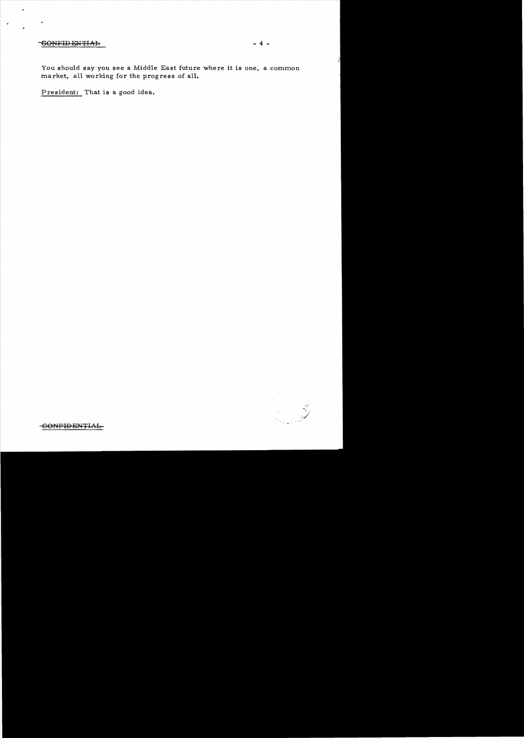You should say you see a Middle East future where it is one, a common market, all working for the progress of all.

President: That is a good idea.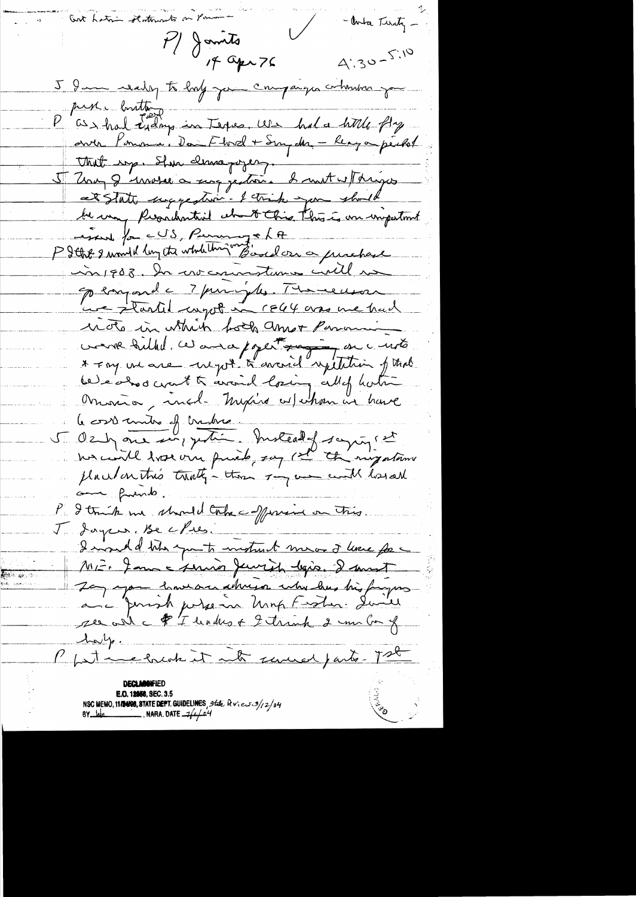Got Latin statements on Panama — &nbsp;&nbsp;&nbsp;&nbsp;&nbsp;&nbsp;&nbsp;&nbsp;&nbsp;&nbsp; — Ante Treaty —

P/ Javits
14 Apr 76 &nbsp;&nbsp;&nbsp;&nbsp;&nbsp;&nbsp;&nbsp;&nbsp; 4:30–5:10

J I am ready to help your campaign whenever you push button.

P As I had 2 days in Texas. We had a little flap over Panama. Dan Flood + Snyder — Reagan picked that up. Show demagogery.

J May I make a suggestion. I met w/ Dingee at State suggestion. I think you should be very Presidential about this. This is an important issue for US, Panama + LA

P I think I would say the whole thing is based on a purchase in 1903. In no circumstance will we go beyond 7 principles. The reason we started nego in 1964 was we had riots in which both Amer + Panamanian were killed. We are a paper ~~...~~ on a riots + say we are nego to avoid repetition of that. We also want to avoid losing all of Latin America, incl. Mexico w/whom we have a 2000 mile of border.

J Only one suggestion. Instead of saying if we would lose our friends, say if the negotiations placed on this treaty — then say we will lose all our friends.

P I think we should take offensive on this.

J Agree. Be a Pres.

I would like you to instruct Mr. I leave for ME. I am a senior Jewish legis. I must say you have an adviser who has his fingers and a Jewish pulse in Max Fisher. I will see all the I leaders + I think I can be of help.

P Let me break it into several parts. 1st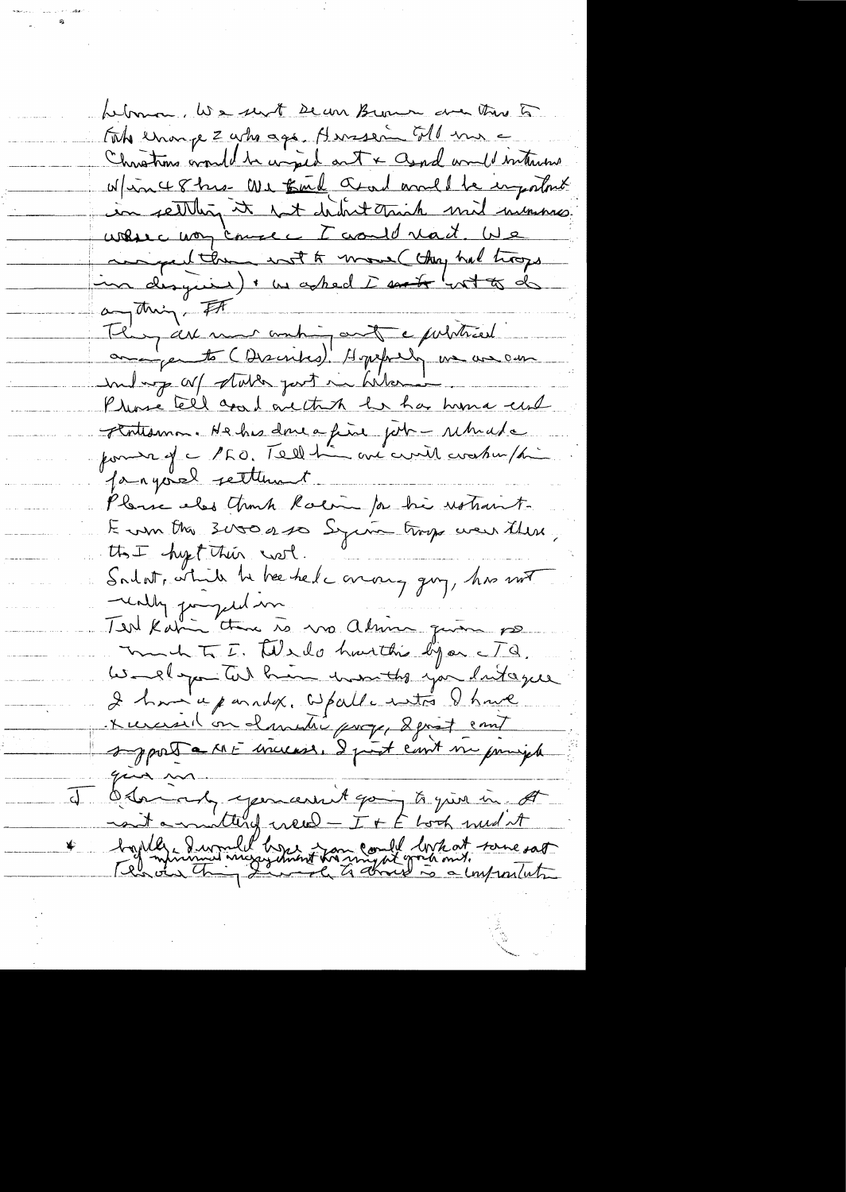Lebanon. We sent Dean Brown over there to
try to arrange a cease fire 2 wks ago. Hussein told me a
Christians would be wiped out & Asad would intervene
w/in 48 hrs. We told Asad would be important
in settling it but didn't think mil measures
were a way course I would react. We
urged them not to move (they had troops
in disguise) & we asked I not to do
anything. FA
They are now working out a political
arrangement (describes). Hopefully we can
wind up w/ stable govt in Lebanon.
Please tell Asad we think he has been a real
statesman. He has done a fine job – restrained
power of a PLO. Tell him we will work w/him
for a good settlement.
Please also thank Rabin for his restraint.
Even the 3000 or so Syrian troops were there,
the I kept them cool.
Sadat, which he has had a wrong gmy, has not
really jumped in.
Tell Rabin there is no Admin quieter so
much to I. We do have this by as a TQ.
We all you tell him how they your tactique
I have a paradox. Wfall ... I have
... on domestic ... & just can't
support a ... increase. I just can't in principle
give in.
J Obviously you aren't going to give in. It
isn't a military need – I & E both said it
Hopefully. I would hope you could look at some sort
of minimal ... [unclear]
... things ... is a ... [unclear]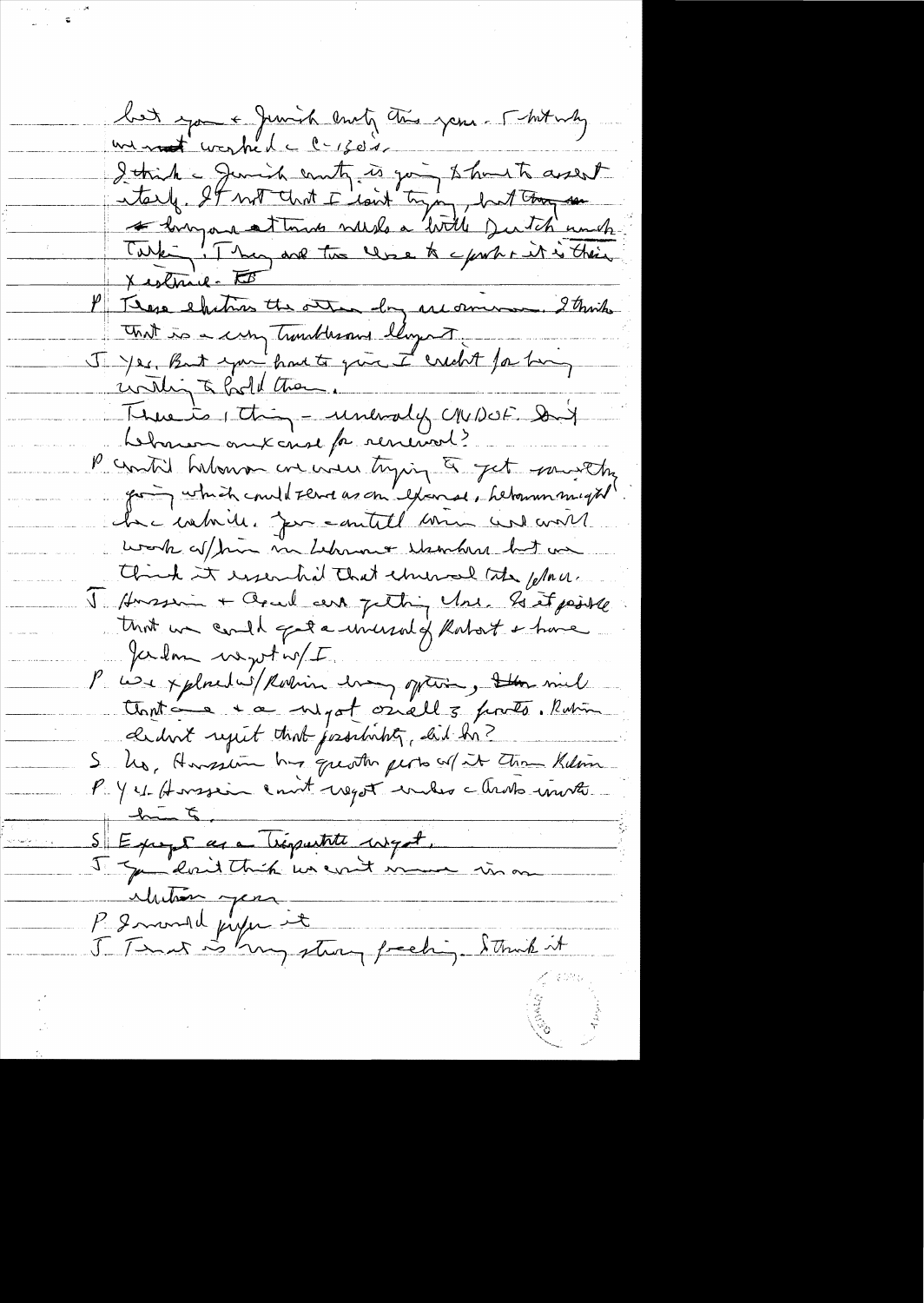but you + Jewish community this year. Fortunately we not worked a C-130's.

I think a Jewish community is going to have to assert itself. If not that I can't trying, but they are to bring out at times much a little Dutch uncle talking. They are too close to a problem & it is their x extreme. ~~BB~~

P These elections the other day are ominous. I think that is a very troublesome development.

J Yes. But you had to give I credit for being willing to hold them.

There is 1 thing – unrelated CN DOF. Isn't Lebanon an excuse for renewal?

P Until Lebanon we were trying to get something going which could serve as an excuse. Lebanon might be a vehicle. Jim – until when we will work w/him in Lebanon & elsewhere but we think it essential that emissaries take place.

J Hussein + Assad are getting close. Is it possible that we could get a renewal of Rabat & have Jordan negot w/I.

P We explored w/Rabin many options, then not that one & a negot over all 3 fronts. Rabin didn't reject that possibility, did he?

S No, Hussein has greater problems w/it than Rabin.

P Yes. Hussein can't negot unless a Arabs invite him to.

S Except as a tripartite negot.

J You don't think we can't move in an election year.

P I would prefer it.

J That is my strong feeling. I think it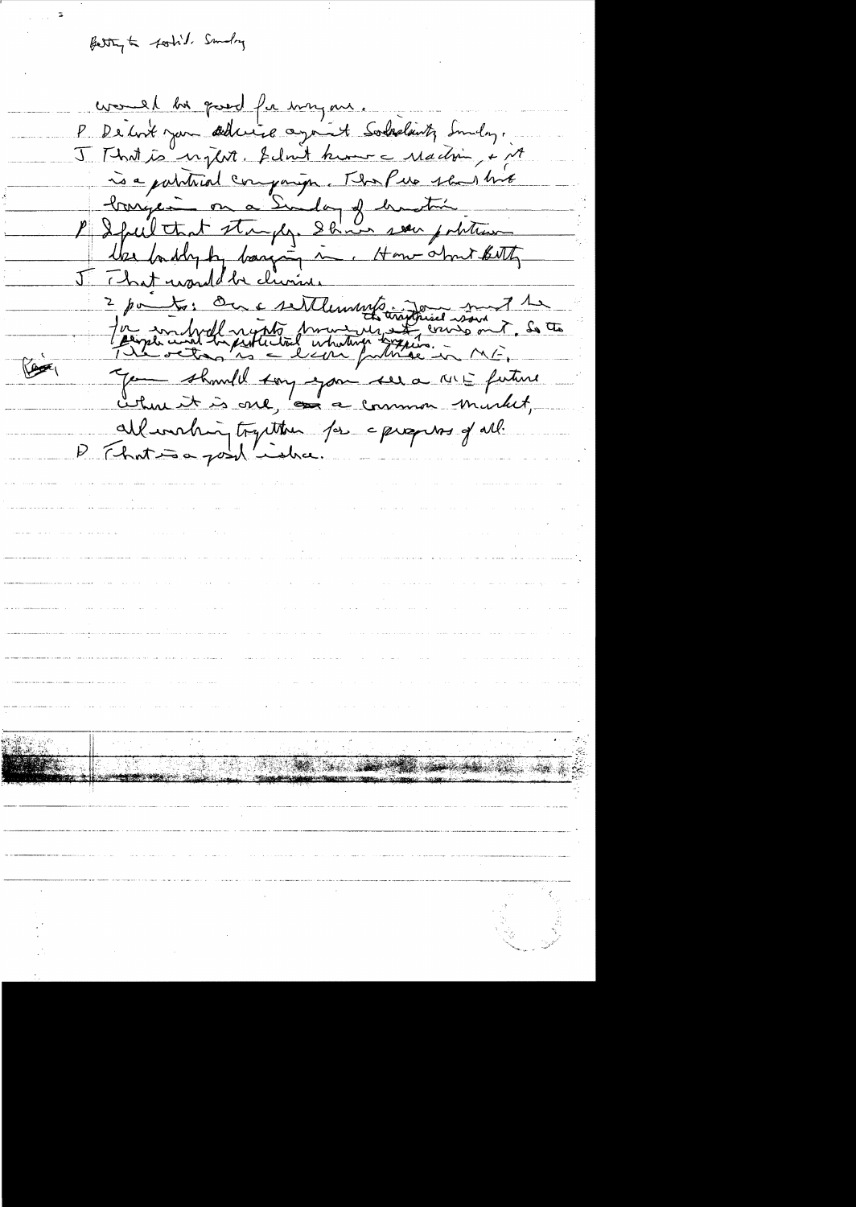Betty to Sadat. Sunday

would be good for everyone.

P Didn't you advise against Solidarity Sunday.

J That is right. I don't know a Madrin, + it is a political campaign. The Pres shouldn't be engaged on a Sunday of devotion.

P I feel that strongly. I have seen politicians like Lindsay by barging in. How about Betty

J That would be divine.

2 points: Once settlements.. the unfinished issues, You must be for individual rights however it turns out. So the people would be protected whatever happens. The other is a clear picture in ME.

You should say you see a ME future where it is one, a common market, all working together for a progress of all.

P That is a good idea.